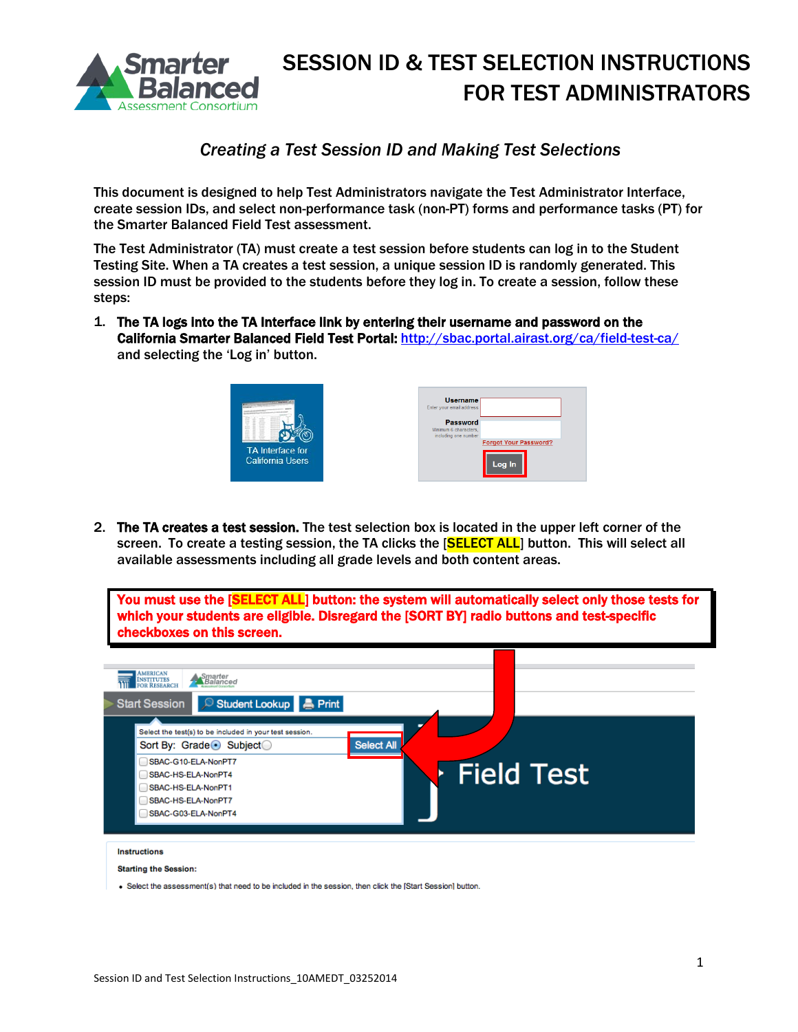# SESSION ID & TEST SELECTION INSTRUCTIONS FOR TEST ADMINISTRATORS

## *Creating a Test Session ID and Making Test Selections*

This document is designed to help Test Administrators navigate the Test Administrator Interface, create session IDs, and select non-performance task (non-PT) forms and performance tasks (PT) for the Smarter Balanced Field Test assessment.

The Test Administrator (TA) must create a test session before students can log in to the Student Testing Site. When a TA creates a test session, a unique session ID is randomly generated. This session ID must be provided to the students before they log in. To create a session, follow these steps:

1. **The TA logs into the TA Interface link by entering their username and password on the California Smarter Balanced Field Test Portal:** http://sbac.portal.airast.org/ca/field-test-ca/ and selecting the 'Log in' button.

2. **The TA creates a test session.** The test selection box is located in the upper left corner of the screen. To create a testing session, the TA clicks the [**SELECT ALL**] button. This will select all available assessments including all grade levels and both content areas.

> **You must use the [SELECT ALL] button: the system will automatically select only those tests for which your students are eligible. Disregard the [SORT BY] radio buttons and test-specific checkboxes on this screen.**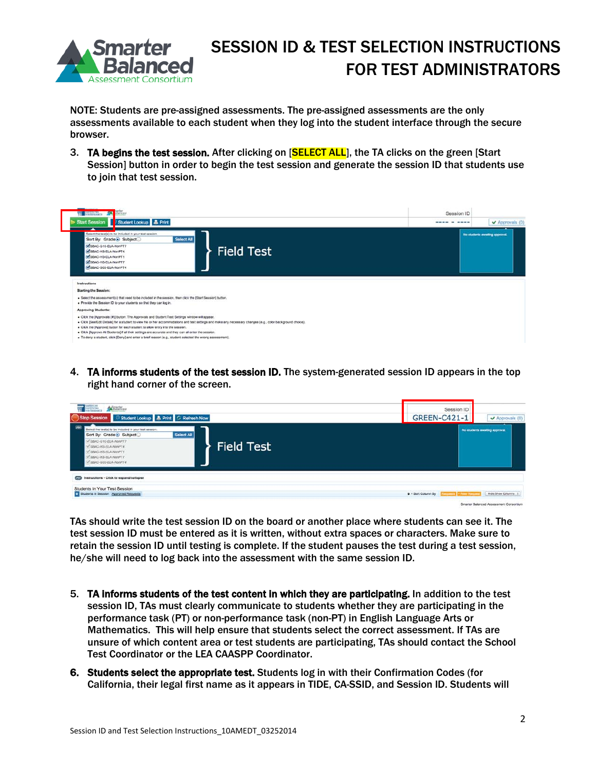NOTE: Students are pre-assigned assessments. The pre-assigned assessments are the only assessments available to each student when they log into the student interface through the secure browser.

3. **TA begins the test session.** After clicking on [**SELECT ALL**], the TA clicks on the green [Start Session] button in order to begin the test session and generate the session ID that students use to join that test session.

4. **TA informs students of the test session ID.** The system-generated session ID appears in the top right hand corner of the screen.

TAs should write the test session ID on the board or another place where students can see it. The test session ID must be entered as it is written, without extra spaces or characters. Make sure to retain the session ID until testing is complete. If the student pauses the test during a test session, he/she will need to log back into the assessment with the same session ID.

5. **TA informs students of the test content in which they are participating.** In addition to the test session ID, TAs must clearly communicate to students whether they are participating in the performance task (PT) or non-performance task (non-PT) in English Language Arts or Mathematics. This will help ensure that students select the correct assessment. If TAs are unsure of which content area or test students are participating, TAs should contact the School Test Coordinator or the LEA CAASPP Coordinator.

6. **Students select the appropriate test.** Students log in with their Confirmation Codes (for California, their legal first name as it appears in TIDE, CA-SSID, and Session ID. Students will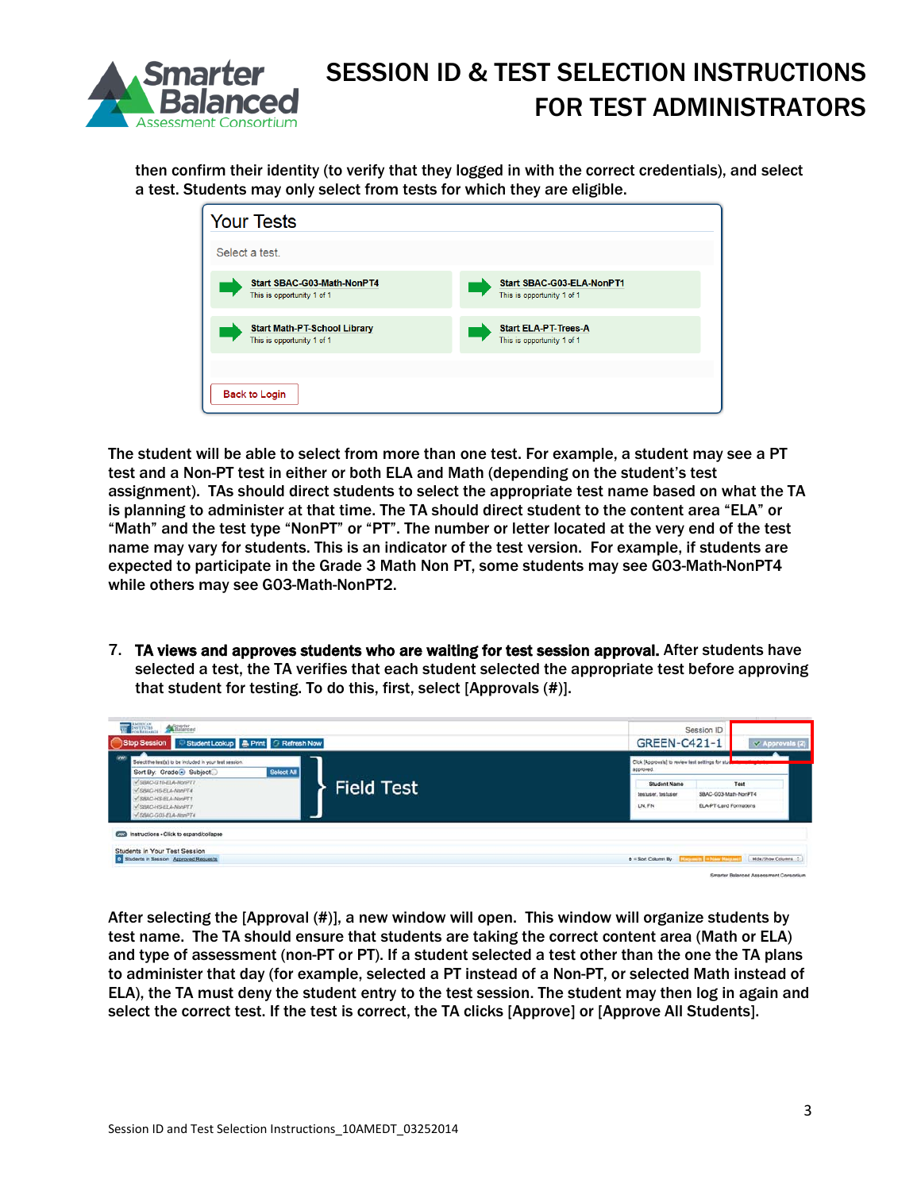then confirm their identity (to verify that they logged in with the correct credentials), and select a test. Students may only select from tests for which they are eligible.

The student will be able to select from more than one test. For example, a student may see a PT test and a Non-PT test in either or both ELA and Math (depending on the student's test assignment). TAs should direct students to select the appropriate test name based on what the TA is planning to administer at that time. The TA should direct student to the content area "ELA" or "Math" and the test type "NonPT" or "PT". The number or letter located at the very end of the test name may vary for students. This is an indicator of the test version. For example, if students are expected to participate in the Grade 3 Math Non PT, some students may see G03-Math-NonPT4 while others may see G03-Math-NonPT2.

7. **TA views and approves students who are waiting for test session approval.** After students have selected a test, the TA verifies that each student selected the appropriate test before approving that student for testing. To do this, first, select [Approvals (#)].

After selecting the [Approval (#)], a new window will open. This window will organize students by test name. The TA should ensure that students are taking the correct content area (Math or ELA) and type of assessment (non-PT or PT). If a student selected a test other than the one the TA plans to administer that day (for example, selected a PT instead of a Non-PT, or selected Math instead of ELA), the TA must deny the student entry to the test session. The student may then log in again and select the correct test. If the test is correct, the TA clicks [Approve] or [Approve All Students].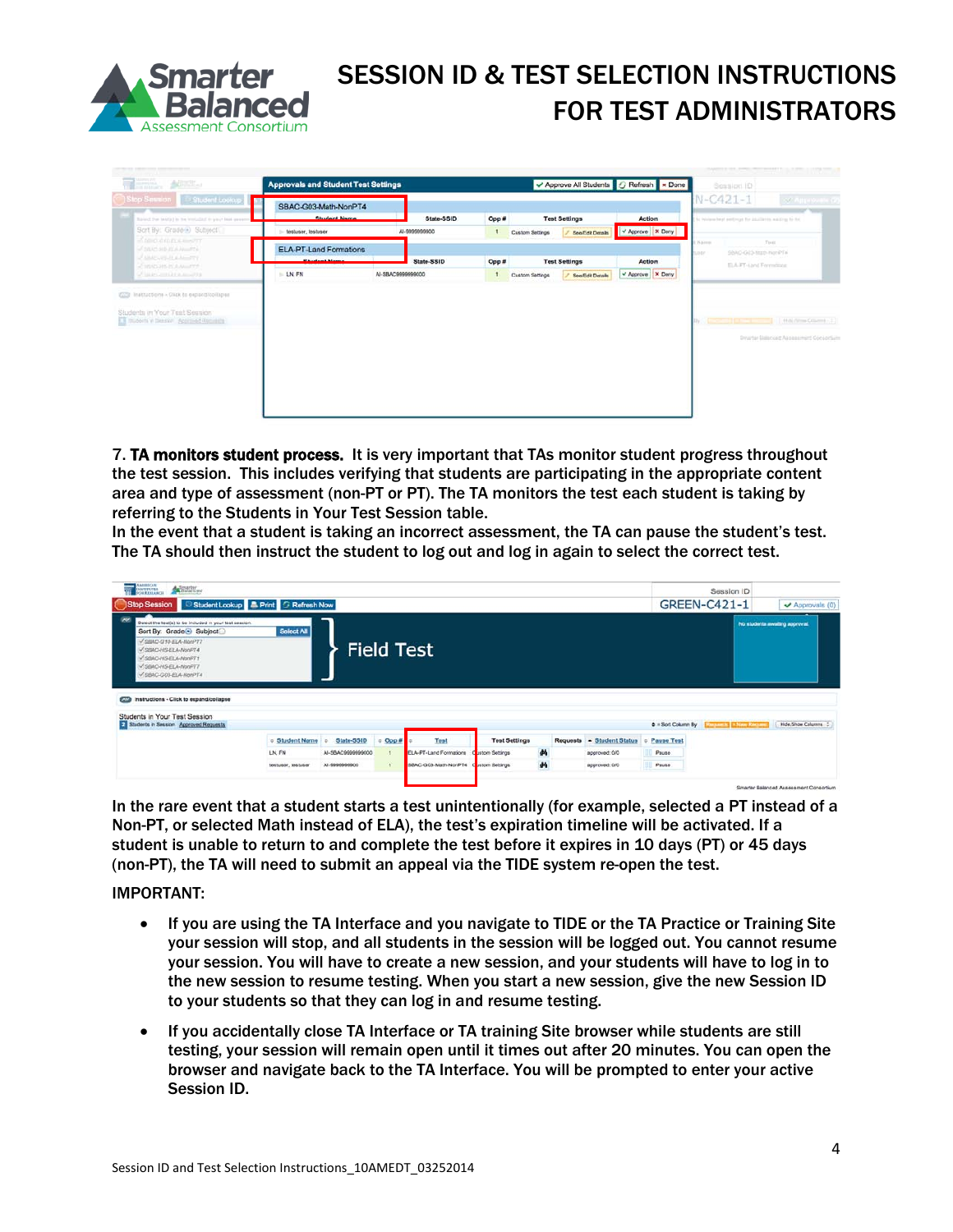7. **TA monitors student process.** It is very important that TAs monitor student progress throughout the test session. This includes verifying that students are participating in the appropriate content area and type of assessment (non-PT or PT). The TA monitors the test each student is taking by referring to the Students in Your Test Session table.

In the event that a student is taking an incorrect assessment, the TA can pause the student's test. The TA should then instruct the student to log out and log in again to select the correct test.

In the rare event that a student starts a test unintentionally (for example, selected a PT instead of a Non-PT, or selected Math instead of ELA), the test's expiration timeline will be activated. If a student is unable to return to and complete the test before it expires in 10 days (PT) or 45 days (non-PT), the TA will need to submit an appeal via the TIDE system re-open the test.

IMPORTANT:

- If you are using the TA Interface and you navigate to TIDE or the TA Practice or Training Site your session will stop, and all students in the session will be logged out. You cannot resume your session. You will have to create a new session, and your students will have to log in to the new session to resume testing. When you start a new session, give the new Session ID to your students so that they can log in and resume testing.
- If you accidentally close TA Interface or TA training Site browser while students are still testing, your session will remain open until it times out after 20 minutes. You can open the browser and navigate back to the TA Interface. You will be prompted to enter your active Session ID.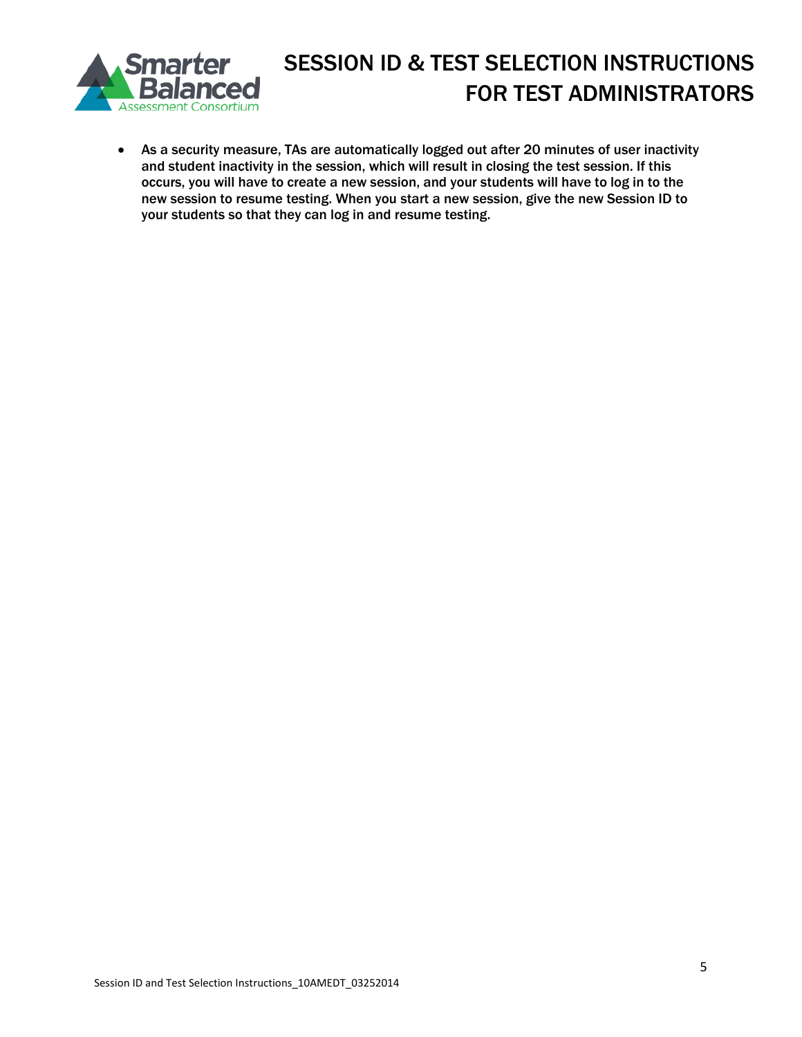- **As a security measure, TAs are automatically logged out after 20 minutes of user inactivity and student inactivity in the session, which will result in closing the test session. If this occurs, you will have to create a new session, and your students will have to log in to the new session to resume testing. When you start a new session, give the new Session ID to your students so that they can log in and resume testing.**